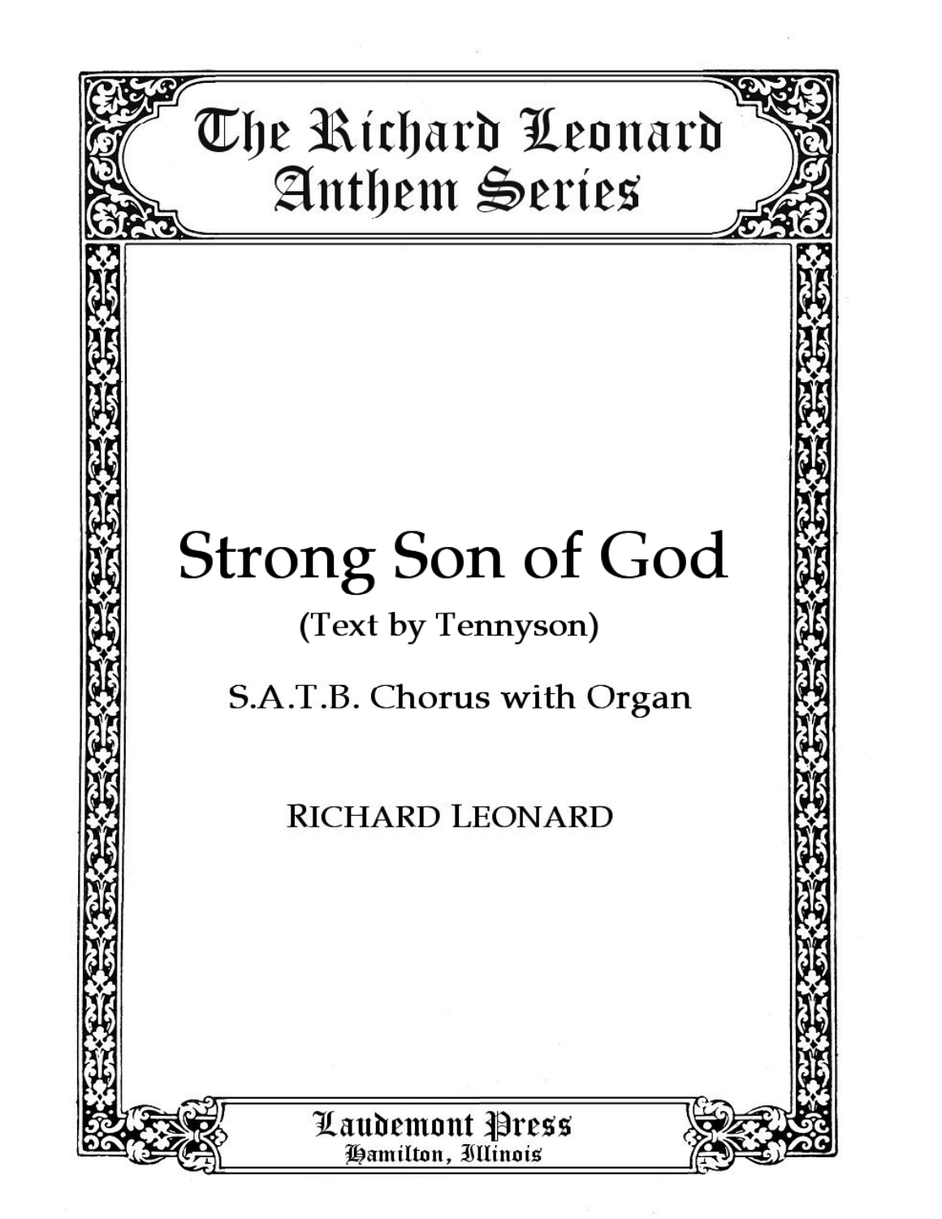The Richard Leonard Anthem Series

# Strong Son of God

(Text by Tennyson)

S.A.T.B. Chorus with Organ

RICHARD LEONARD

Laudemont Press
Hamilton, Illinois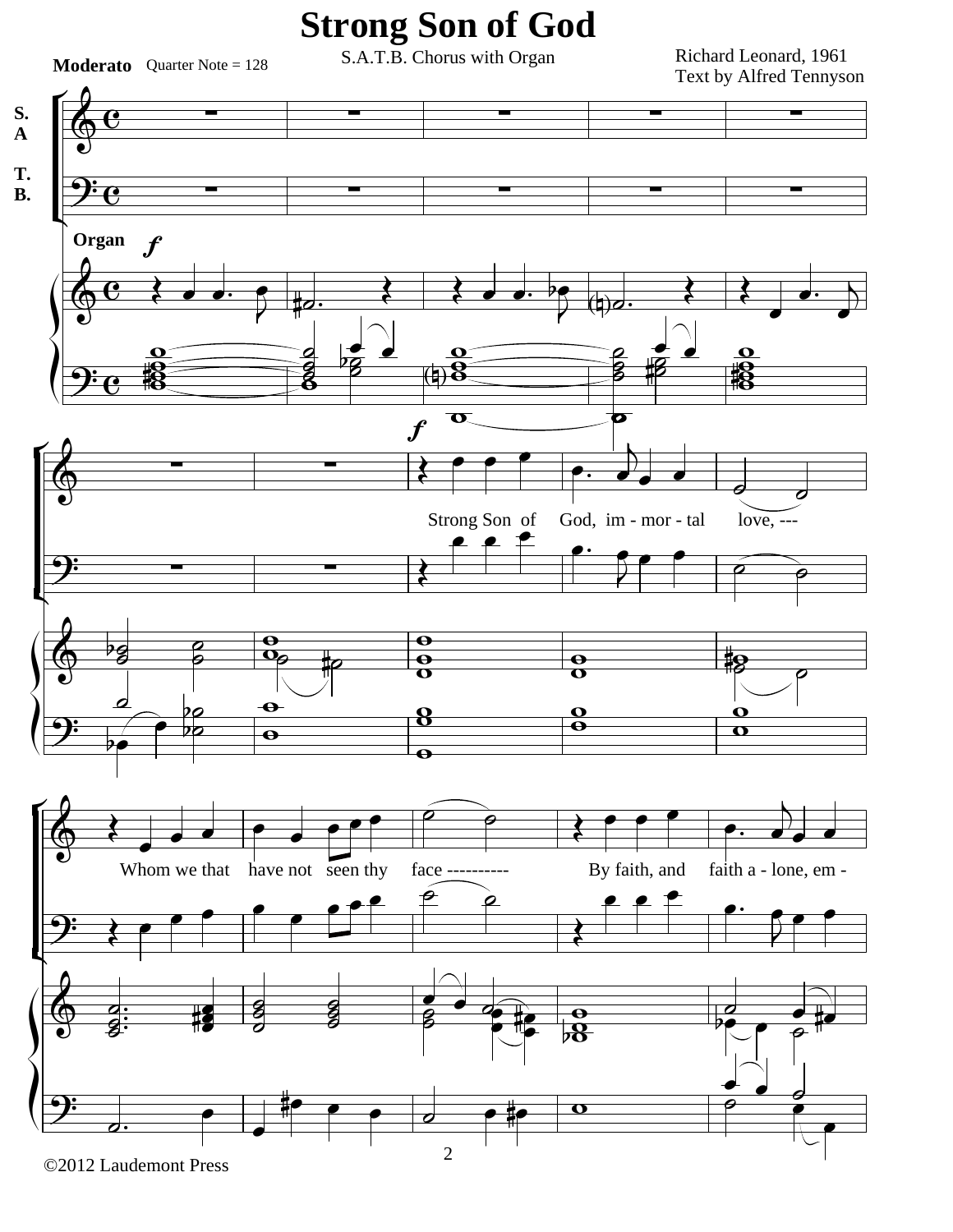# Strong Son of God

S.A.T.B. Chorus with Organ

Richard Leonard, 1961
Text by Alfred Tennyson

**Moderato** Quarter Note = 128

S. A.
T. B.

Organ

*f*

Strong Son of God, im - mor - tal love, ---

Whom we that have not seen thy face ---------- By faith, and faith a - lone, em -

©2012 Laudemont Press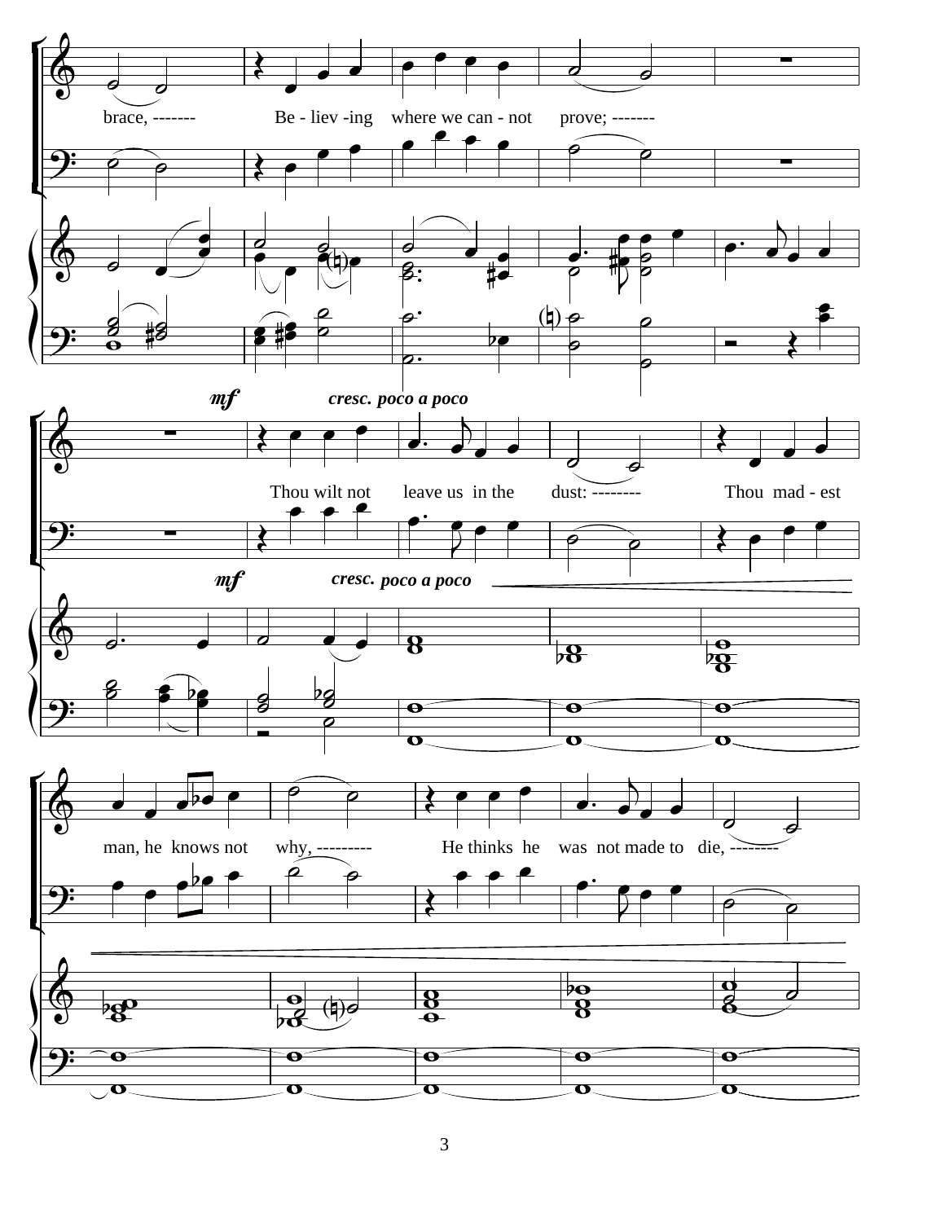brace, ------- Be - liev -ing where we can - not prove; -------

*mf* *cresc. poco a poco*

Thou wilt not leave us in the dust: -------- Thou mad - est

man, he knows not why, --------- He thinks he was not made to die, --------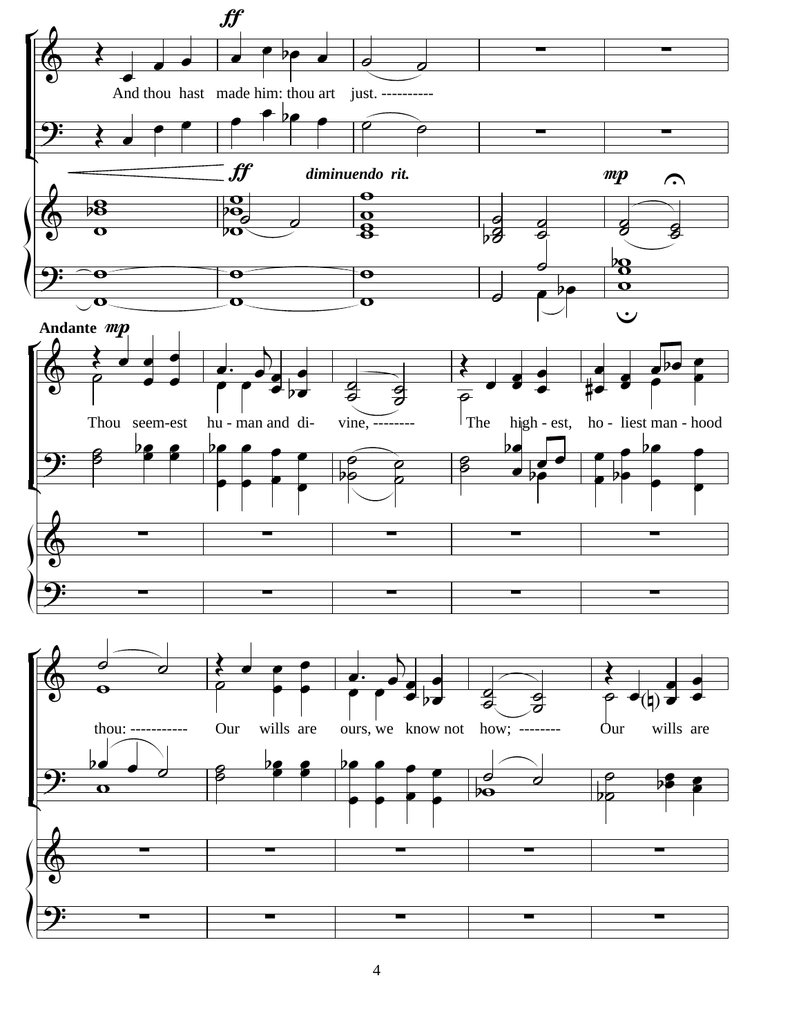*ff*

And thou hast made him: thou art just. ----------

*ff* *diminuendo rit.* *mp*

**Andante** *mp*

Thou seem-est hu - man and di- vine, -------- The high - est, ho - liest man - hood

thou: ----------- Our wills are ours, we know not how; -------- Our wills are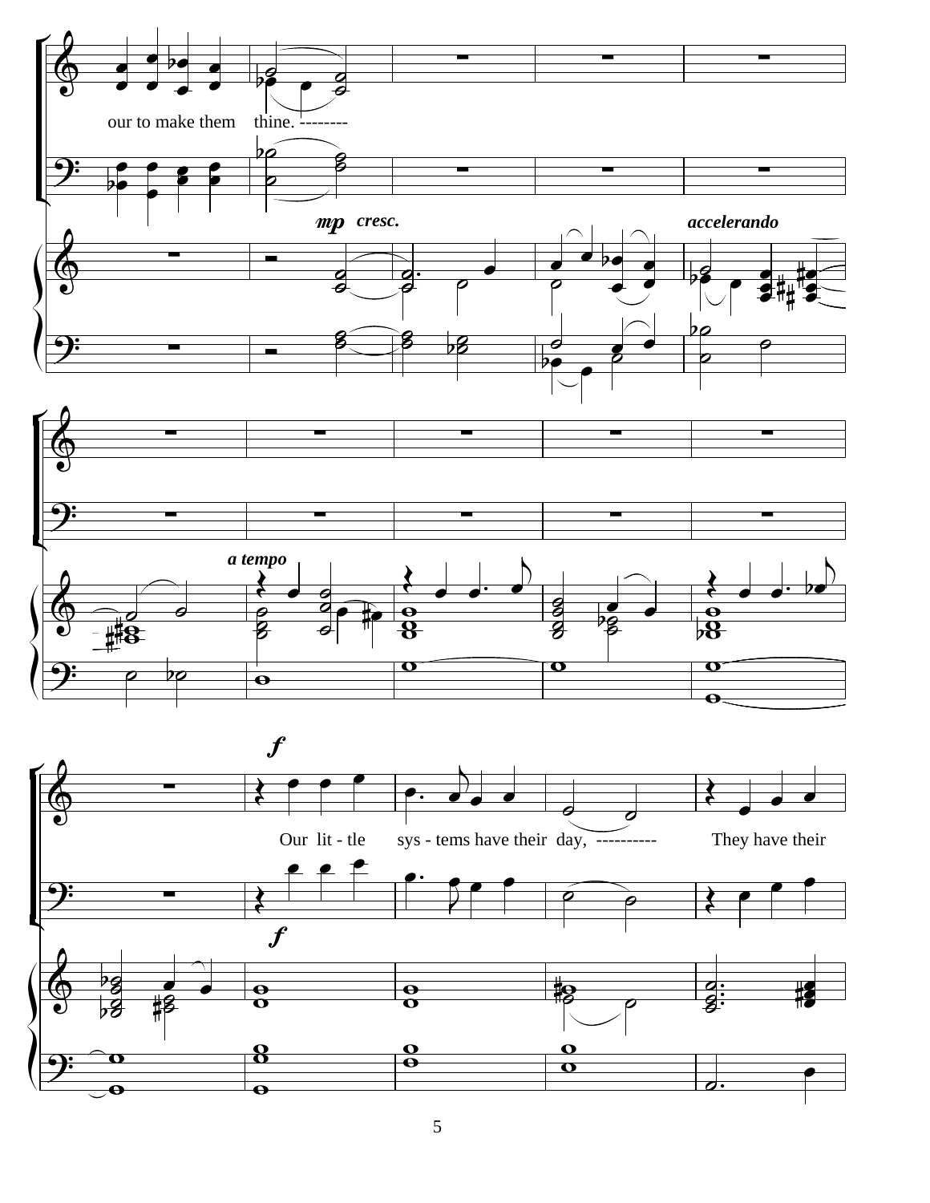our to make them thine. --------

*mp* *cresc.*

*accelerando*

*a tempo*

***f***

Our lit - tle sys - tems have their day, ---------- They have their

***f***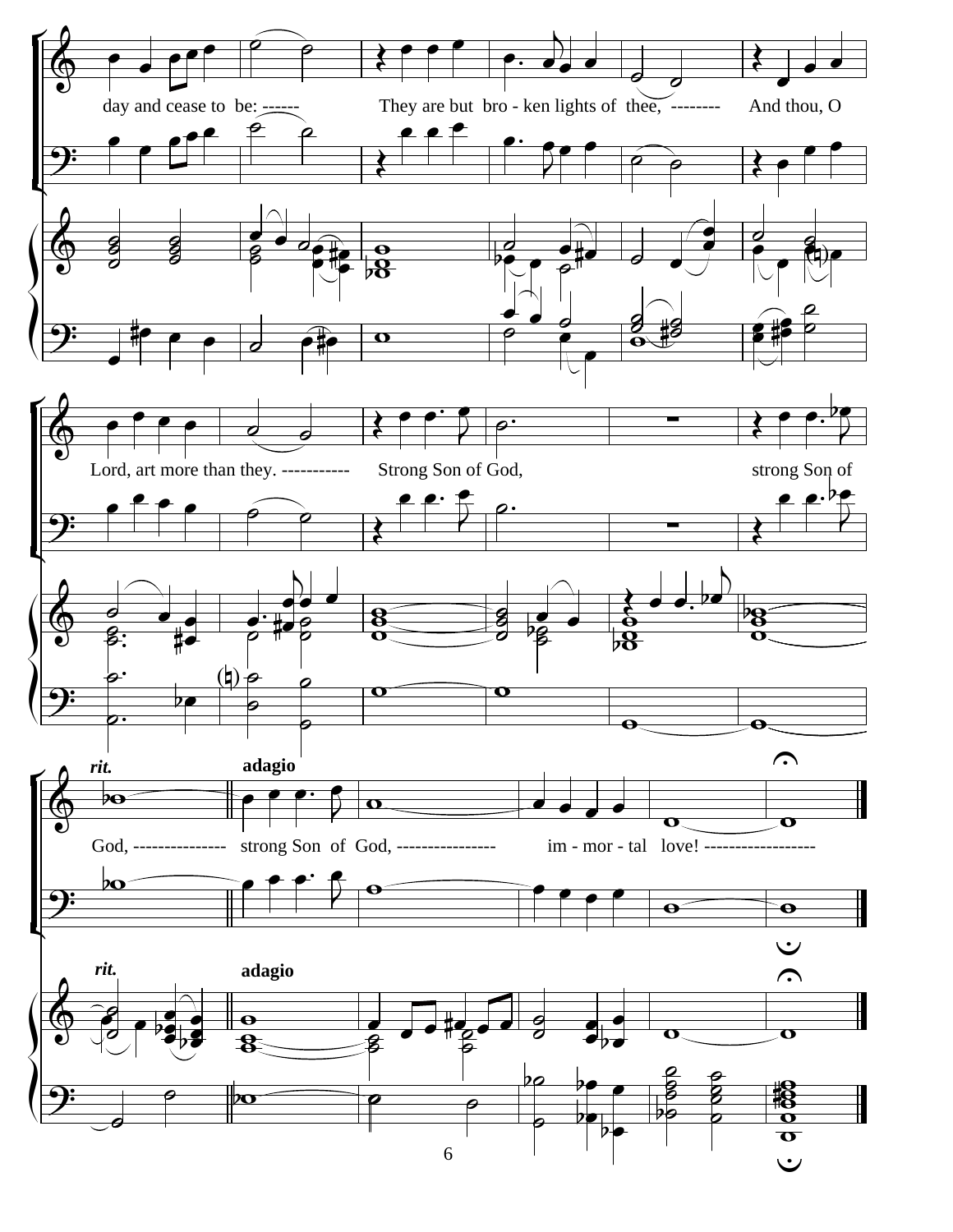day and cease to be: ------ They are but bro - ken lights of thee, -------- And thou, O

Lord, art more than they. ----------- Strong Son of God, strong Son of

*rit.* **adagio**

God, -------------- strong Son of God, --------------- im - mor - tal love! -----------------

*rit.* **adagio**